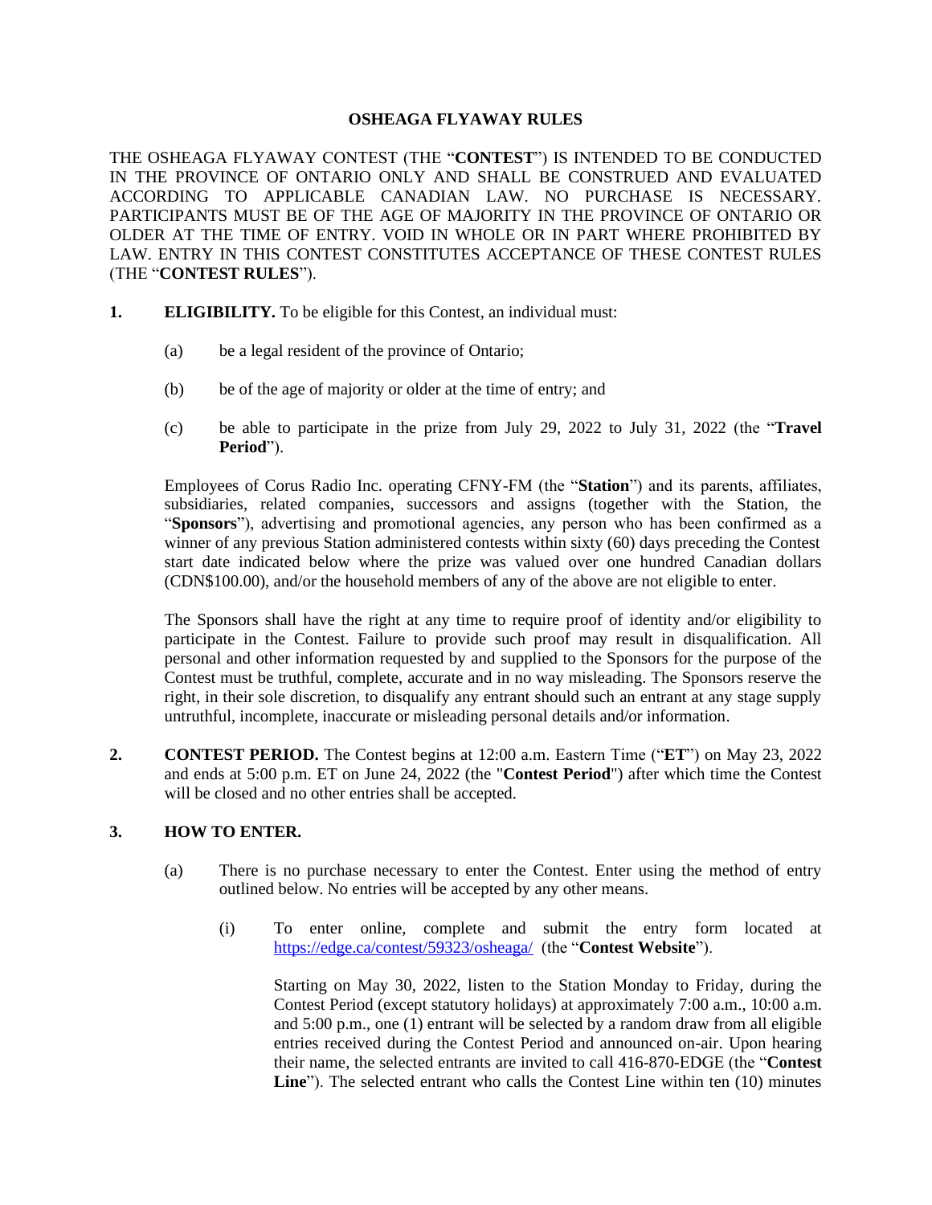# OSHEAGA FLYAWAY RULES

THE OSHEAGA FLYAWAY CONTEST (THE "**CONTEST**") IS INTENDED TO BE CONDUCTED IN THE PROVINCE OF ONTARIO ONLY AND SHALL BE CONSTRUED AND EVALUATED ACCORDING TO APPLICABLE CANADIAN LAW. NO PURCHASE IS NECESSARY. PARTICIPANTS MUST BE OF THE AGE OF MAJORITY IN THE PROVINCE OF ONTARIO OR OLDER AT THE TIME OF ENTRY. VOID IN WHOLE OR IN PART WHERE PROHIBITED BY LAW. ENTRY IN THIS CONTEST CONSTITUTES ACCEPTANCE OF THESE CONTEST RULES (THE "**CONTEST RULES**").

**1. ELIGIBILITY.** To be eligible for this Contest, an individual must:

(a) be a legal resident of the province of Ontario;

(b) be of the age of majority or older at the time of entry; and

(c) be able to participate in the prize from July 29, 2022 to July 31, 2022 (the "**Travel Period**").

Employees of Corus Radio Inc. operating CFNY-FM (the "**Station**") and its parents, affiliates, subsidiaries, related companies, successors and assigns (together with the Station, the "**Sponsors**"), advertising and promotional agencies, any person who has been confirmed as a winner of any previous Station administered contests within sixty (60) days preceding the Contest start date indicated below where the prize was valued over one hundred Canadian dollars (CDN$100.00), and/or the household members of any of the above are not eligible to enter.

The Sponsors shall have the right at any time to require proof of identity and/or eligibility to participate in the Contest. Failure to provide such proof may result in disqualification. All personal and other information requested by and supplied to the Sponsors for the purpose of the Contest must be truthful, complete, accurate and in no way misleading. The Sponsors reserve the right, in their sole discretion, to disqualify any entrant should such an entrant at any stage supply untruthful, incomplete, inaccurate or misleading personal details and/or information.

**2. CONTEST PERIOD.** The Contest begins at 12:00 a.m. Eastern Time ("**ET**") on May 23, 2022 and ends at 5:00 p.m. ET on June 24, 2022 (the "**Contest Period**") after which time the Contest will be closed and no other entries shall be accepted.

**3. HOW TO ENTER.**

(a) There is no purchase necessary to enter the Contest. Enter using the method of entry outlined below. No entries will be accepted by any other means.

(i) To enter online, complete and submit the entry form located at https://edge.ca/contest/59323/osheaga/ (the "**Contest Website**").

Starting on May 30, 2022, listen to the Station Monday to Friday, during the Contest Period (except statutory holidays) at approximately 7:00 a.m., 10:00 a.m. and 5:00 p.m., one (1) entrant will be selected by a random draw from all eligible entries received during the Contest Period and announced on-air. Upon hearing their name, the selected entrants are invited to call 416-870-EDGE (the "**Contest Line**"). The selected entrant who calls the Contest Line within ten (10) minutes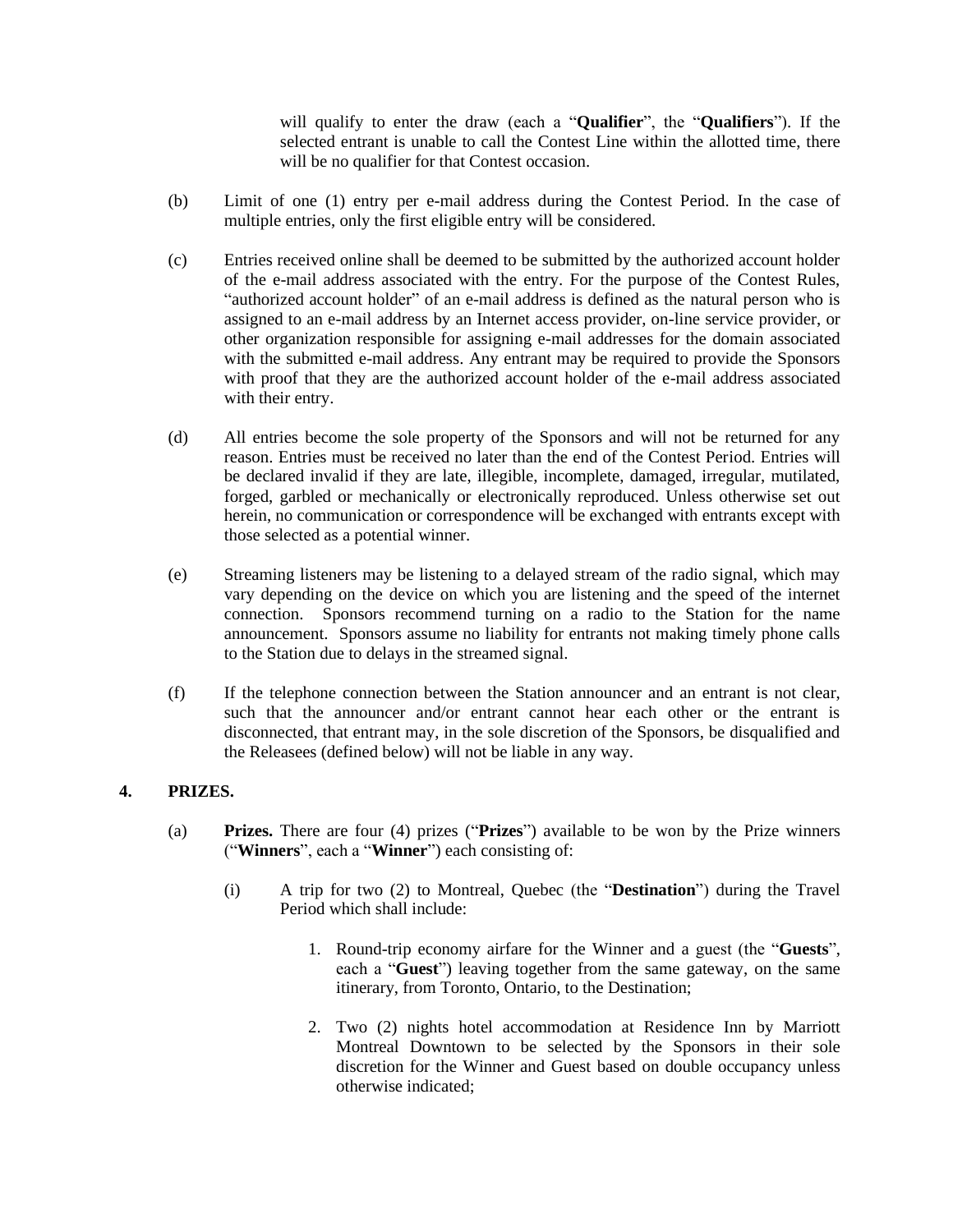will qualify to enter the draw (each a "**Qualifier**", the "**Qualifiers**"). If the selected entrant is unable to call the Contest Line within the allotted time, there will be no qualifier for that Contest occasion.

(b) Limit of one (1) entry per e-mail address during the Contest Period. In the case of multiple entries, only the first eligible entry will be considered.

(c) Entries received online shall be deemed to be submitted by the authorized account holder of the e-mail address associated with the entry. For the purpose of the Contest Rules, "authorized account holder" of an e-mail address is defined as the natural person who is assigned to an e-mail address by an Internet access provider, on-line service provider, or other organization responsible for assigning e-mail addresses for the domain associated with the submitted e-mail address. Any entrant may be required to provide the Sponsors with proof that they are the authorized account holder of the e-mail address associated with their entry.

(d) All entries become the sole property of the Sponsors and will not be returned for any reason. Entries must be received no later than the end of the Contest Period. Entries will be declared invalid if they are late, illegible, incomplete, damaged, irregular, mutilated, forged, garbled or mechanically or electronically reproduced. Unless otherwise set out herein, no communication or correspondence will be exchanged with entrants except with those selected as a potential winner.

(e) Streaming listeners may be listening to a delayed stream of the radio signal, which may vary depending on the device on which you are listening and the speed of the internet connection. Sponsors recommend turning on a radio to the Station for the name announcement. Sponsors assume no liability for entrants not making timely phone calls to the Station due to delays in the streamed signal.

(f) If the telephone connection between the Station announcer and an entrant is not clear, such that the announcer and/or entrant cannot hear each other or the entrant is disconnected, that entrant may, in the sole discretion of the Sponsors, be disqualified and the Releasees (defined below) will not be liable in any way.

## 4. PRIZES.

(a) **Prizes.** There are four (4) prizes ("**Prizes**") available to be won by the Prize winners ("**Winners**", each a "**Winner**") each consisting of:

(i) A trip for two (2) to Montreal, Quebec (the "**Destination**") during the Travel Period which shall include:

1. Round-trip economy airfare for the Winner and a guest (the "**Guests**", each a "**Guest**") leaving together from the same gateway, on the same itinerary, from Toronto, Ontario, to the Destination;

2. Two (2) nights hotel accommodation at Residence Inn by Marriott Montreal Downtown to be selected by the Sponsors in their sole discretion for the Winner and Guest based on double occupancy unless otherwise indicated;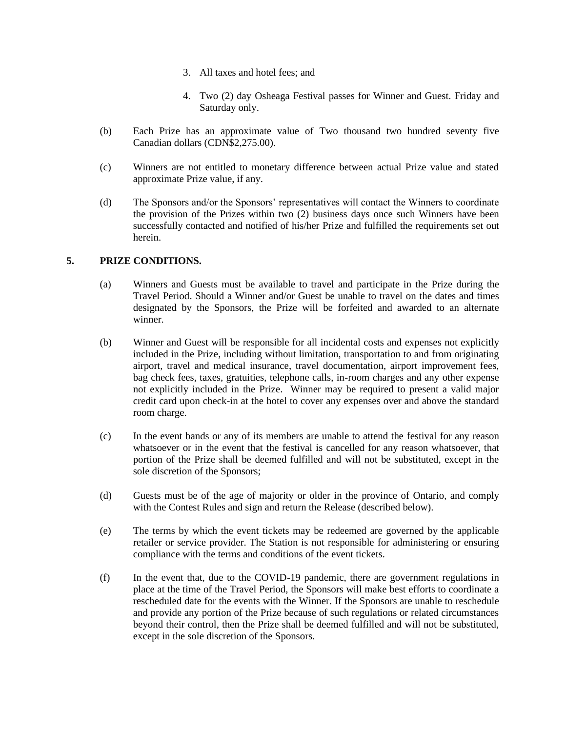3. All taxes and hotel fees; and

4. Two (2) day Osheaga Festival passes for Winner and Guest. Friday and Saturday only.

(b) Each Prize has an approximate value of Two thousand two hundred seventy five Canadian dollars (CDN$2,275.00).

(c) Winners are not entitled to monetary difference between actual Prize value and stated approximate Prize value, if any.

(d) The Sponsors and/or the Sponsors' representatives will contact the Winners to coordinate the provision of the Prizes within two (2) business days once such Winners have been successfully contacted and notified of his/her Prize and fulfilled the requirements set out herein.

## 5. PRIZE CONDITIONS.

(a) Winners and Guests must be available to travel and participate in the Prize during the Travel Period. Should a Winner and/or Guest be unable to travel on the dates and times designated by the Sponsors, the Prize will be forfeited and awarded to an alternate winner.

(b) Winner and Guest will be responsible for all incidental costs and expenses not explicitly included in the Prize, including without limitation, transportation to and from originating airport, travel and medical insurance, travel documentation, airport improvement fees, bag check fees, taxes, gratuities, telephone calls, in-room charges and any other expense not explicitly included in the Prize. Winner may be required to present a valid major credit card upon check-in at the hotel to cover any expenses over and above the standard room charge.

(c) In the event bands or any of its members are unable to attend the festival for any reason whatsoever or in the event that the festival is cancelled for any reason whatsoever, that portion of the Prize shall be deemed fulfilled and will not be substituted, except in the sole discretion of the Sponsors;

(d) Guests must be of the age of majority or older in the province of Ontario, and comply with the Contest Rules and sign and return the Release (described below).

(e) The terms by which the event tickets may be redeemed are governed by the applicable retailer or service provider. The Station is not responsible for administering or ensuring compliance with the terms and conditions of the event tickets.

(f) In the event that, due to the COVID-19 pandemic, there are government regulations in place at the time of the Travel Period, the Sponsors will make best efforts to coordinate a rescheduled date for the events with the Winner. If the Sponsors are unable to reschedule and provide any portion of the Prize because of such regulations or related circumstances beyond their control, then the Prize shall be deemed fulfilled and will not be substituted, except in the sole discretion of the Sponsors.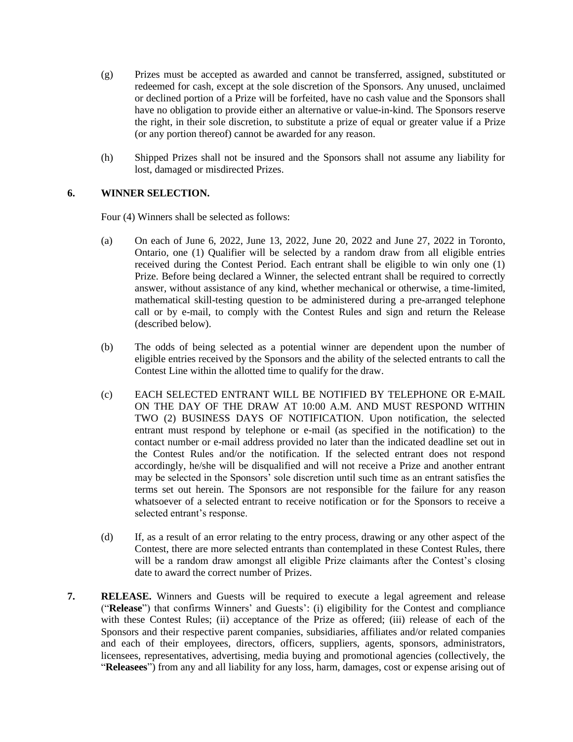(g) Prizes must be accepted as awarded and cannot be transferred, assigned, substituted or redeemed for cash, except at the sole discretion of the Sponsors. Any unused, unclaimed or declined portion of a Prize will be forfeited, have no cash value and the Sponsors shall have no obligation to provide either an alternative or value-in-kind. The Sponsors reserve the right, in their sole discretion, to substitute a prize of equal or greater value if a Prize (or any portion thereof) cannot be awarded for any reason.

(h) Shipped Prizes shall not be insured and the Sponsors shall not assume any liability for lost, damaged or misdirected Prizes.

**6. WINNER SELECTION.**

Four (4) Winners shall be selected as follows:

(a) On each of June 6, 2022, June 13, 2022, June 20, 2022 and June 27, 2022 in Toronto, Ontario, one (1) Qualifier will be selected by a random draw from all eligible entries received during the Contest Period. Each entrant shall be eligible to win only one (1) Prize. Before being declared a Winner, the selected entrant shall be required to correctly answer, without assistance of any kind, whether mechanical or otherwise, a time-limited, mathematical skill-testing question to be administered during a pre-arranged telephone call or by e-mail, to comply with the Contest Rules and sign and return the Release (described below).

(b) The odds of being selected as a potential winner are dependent upon the number of eligible entries received by the Sponsors and the ability of the selected entrants to call the Contest Line within the allotted time to qualify for the draw.

(c) EACH SELECTED ENTRANT WILL BE NOTIFIED BY TELEPHONE OR E-MAIL ON THE DAY OF THE DRAW AT 10:00 A.M. AND MUST RESPOND WITHIN TWO (2) BUSINESS DAYS OF NOTIFICATION. Upon notification, the selected entrant must respond by telephone or e-mail (as specified in the notification) to the contact number or e-mail address provided no later than the indicated deadline set out in the Contest Rules and/or the notification. If the selected entrant does not respond accordingly, he/she will be disqualified and will not receive a Prize and another entrant may be selected in the Sponsors' sole discretion until such time as an entrant satisfies the terms set out herein. The Sponsors are not responsible for the failure for any reason whatsoever of a selected entrant to receive notification or for the Sponsors to receive a selected entrant's response.

(d) If, as a result of an error relating to the entry process, drawing or any other aspect of the Contest, there are more selected entrants than contemplated in these Contest Rules, there will be a random draw amongst all eligible Prize claimants after the Contest's closing date to award the correct number of Prizes.

**7. RELEASE.** Winners and Guests will be required to execute a legal agreement and release ("**Release**") that confirms Winners' and Guests': (i) eligibility for the Contest and compliance with these Contest Rules; (ii) acceptance of the Prize as offered; (iii) release of each of the Sponsors and their respective parent companies, subsidiaries, affiliates and/or related companies and each of their employees, directors, officers, suppliers, agents, sponsors, administrators, licensees, representatives, advertising, media buying and promotional agencies (collectively, the "**Releasees**") from any and all liability for any loss, harm, damages, cost or expense arising out of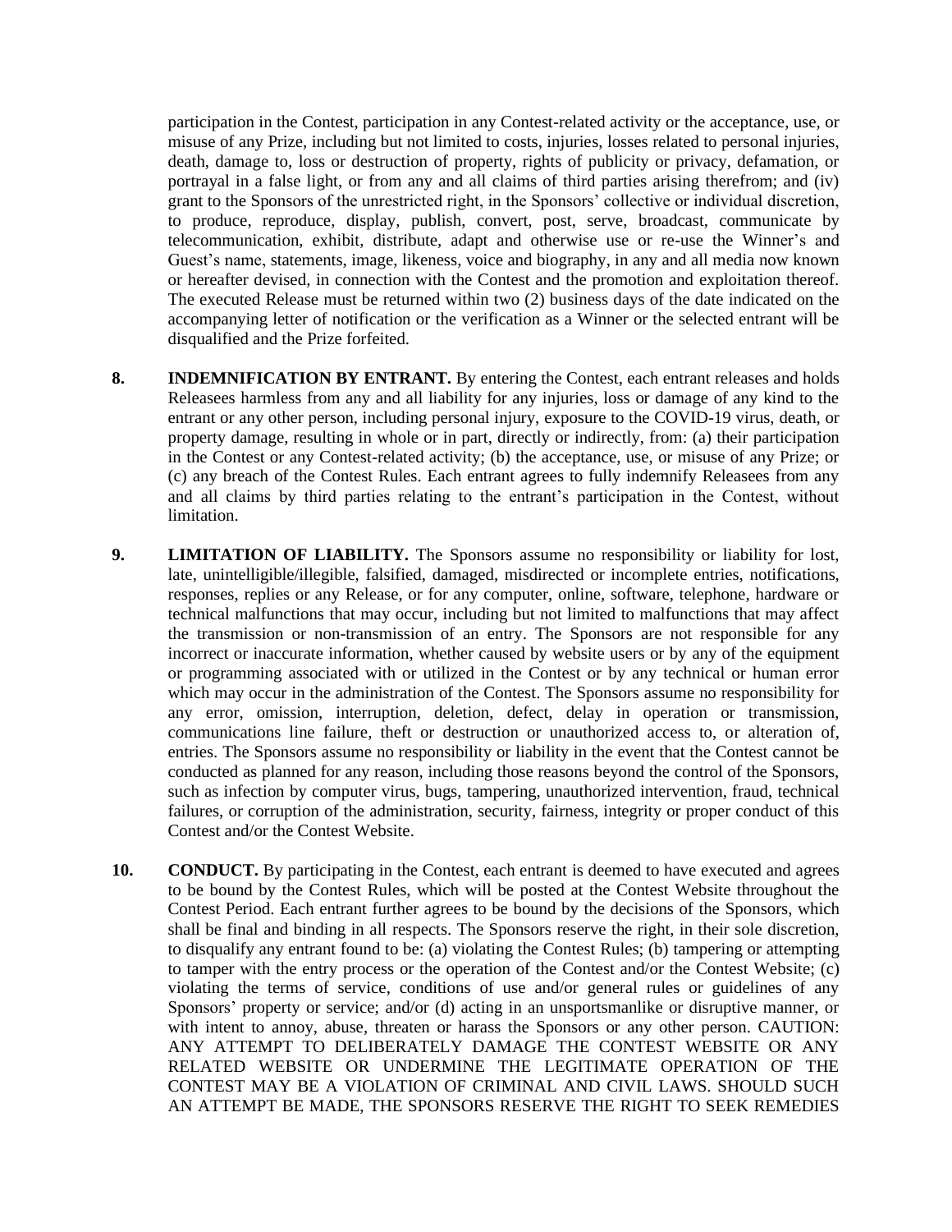participation in the Contest, participation in any Contest-related activity or the acceptance, use, or misuse of any Prize, including but not limited to costs, injuries, losses related to personal injuries, death, damage to, loss or destruction of property, rights of publicity or privacy, defamation, or portrayal in a false light, or from any and all claims of third parties arising therefrom; and (iv) grant to the Sponsors of the unrestricted right, in the Sponsors' collective or individual discretion, to produce, reproduce, display, publish, convert, post, serve, broadcast, communicate by telecommunication, exhibit, distribute, adapt and otherwise use or re-use the Winner's and Guest's name, statements, image, likeness, voice and biography, in any and all media now known or hereafter devised, in connection with the Contest and the promotion and exploitation thereof. The executed Release must be returned within two (2) business days of the date indicated on the accompanying letter of notification or the verification as a Winner or the selected entrant will be disqualified and the Prize forfeited.

**8. INDEMNIFICATION BY ENTRANT.** By entering the Contest, each entrant releases and holds Releasees harmless from any and all liability for any injuries, loss or damage of any kind to the entrant or any other person, including personal injury, exposure to the COVID-19 virus, death, or property damage, resulting in whole or in part, directly or indirectly, from: (a) their participation in the Contest or any Contest-related activity; (b) the acceptance, use, or misuse of any Prize; or (c) any breach of the Contest Rules. Each entrant agrees to fully indemnify Releasees from any and all claims by third parties relating to the entrant's participation in the Contest, without limitation.

**9. LIMITATION OF LIABILITY.** The Sponsors assume no responsibility or liability for lost, late, unintelligible/illegible, falsified, damaged, misdirected or incomplete entries, notifications, responses, replies or any Release, or for any computer, online, software, telephone, hardware or technical malfunctions that may occur, including but not limited to malfunctions that may affect the transmission or non-transmission of an entry. The Sponsors are not responsible for any incorrect or inaccurate information, whether caused by website users or by any of the equipment or programming associated with or utilized in the Contest or by any technical or human error which may occur in the administration of the Contest. The Sponsors assume no responsibility for any error, omission, interruption, deletion, defect, delay in operation or transmission, communications line failure, theft or destruction or unauthorized access to, or alteration of, entries. The Sponsors assume no responsibility or liability in the event that the Contest cannot be conducted as planned for any reason, including those reasons beyond the control of the Sponsors, such as infection by computer virus, bugs, tampering, unauthorized intervention, fraud, technical failures, or corruption of the administration, security, fairness, integrity or proper conduct of this Contest and/or the Contest Website.

**10. CONDUCT.** By participating in the Contest, each entrant is deemed to have executed and agrees to be bound by the Contest Rules, which will be posted at the Contest Website throughout the Contest Period. Each entrant further agrees to be bound by the decisions of the Sponsors, which shall be final and binding in all respects. The Sponsors reserve the right, in their sole discretion, to disqualify any entrant found to be: (a) violating the Contest Rules; (b) tampering or attempting to tamper with the entry process or the operation of the Contest and/or the Contest Website; (c) violating the terms of service, conditions of use and/or general rules or guidelines of any Sponsors' property or service; and/or (d) acting in an unsportsmanlike or disruptive manner, or with intent to annoy, abuse, threaten or harass the Sponsors or any other person. CAUTION: ANY ATTEMPT TO DELIBERATELY DAMAGE THE CONTEST WEBSITE OR ANY RELATED WEBSITE OR UNDERMINE THE LEGITIMATE OPERATION OF THE CONTEST MAY BE A VIOLATION OF CRIMINAL AND CIVIL LAWS. SHOULD SUCH AN ATTEMPT BE MADE, THE SPONSORS RESERVE THE RIGHT TO SEEK REMEDIES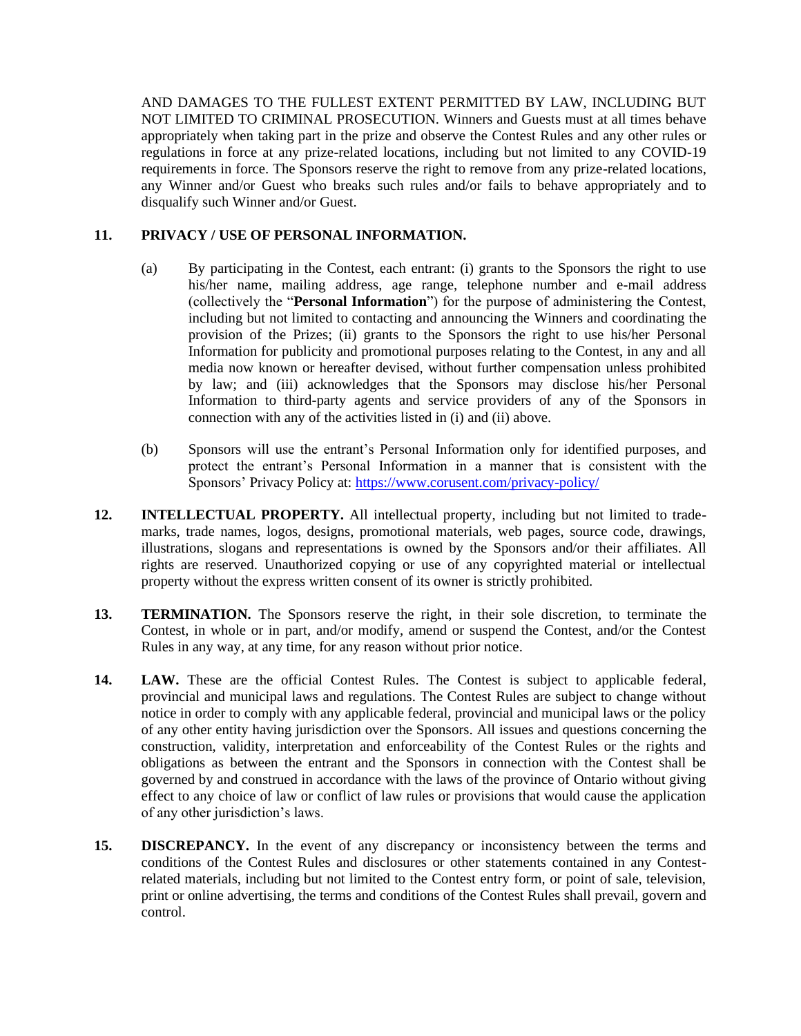AND DAMAGES TO THE FULLEST EXTENT PERMITTED BY LAW, INCLUDING BUT NOT LIMITED TO CRIMINAL PROSECUTION. Winners and Guests must at all times behave appropriately when taking part in the prize and observe the Contest Rules and any other rules or regulations in force at any prize-related locations, including but not limited to any COVID-19 requirements in force. The Sponsors reserve the right to remove from any prize-related locations, any Winner and/or Guest who breaks such rules and/or fails to behave appropriately and to disqualify such Winner and/or Guest.

**11. PRIVACY / USE OF PERSONAL INFORMATION.**

(a) By participating in the Contest, each entrant: (i) grants to the Sponsors the right to use his/her name, mailing address, age range, telephone number and e-mail address (collectively the "**Personal Information**") for the purpose of administering the Contest, including but not limited to contacting and announcing the Winners and coordinating the provision of the Prizes; (ii) grants to the Sponsors the right to use his/her Personal Information for publicity and promotional purposes relating to the Contest, in any and all media now known or hereafter devised, without further compensation unless prohibited by law; and (iii) acknowledges that the Sponsors may disclose his/her Personal Information to third-party agents and service providers of any of the Sponsors in connection with any of the activities listed in (i) and (ii) above.

(b) Sponsors will use the entrant's Personal Information only for identified purposes, and protect the entrant's Personal Information in a manner that is consistent with the Sponsors' Privacy Policy at: https://www.corusent.com/privacy-policy/

**12. INTELLECTUAL PROPERTY.** All intellectual property, including but not limited to trade-marks, trade names, logos, designs, promotional materials, web pages, source code, drawings, illustrations, slogans and representations is owned by the Sponsors and/or their affiliates. All rights are reserved. Unauthorized copying or use of any copyrighted material or intellectual property without the express written consent of its owner is strictly prohibited.

**13. TERMINATION.** The Sponsors reserve the right, in their sole discretion, to terminate the Contest, in whole or in part, and/or modify, amend or suspend the Contest, and/or the Contest Rules in any way, at any time, for any reason without prior notice.

**14. LAW.** These are the official Contest Rules. The Contest is subject to applicable federal, provincial and municipal laws and regulations. The Contest Rules are subject to change without notice in order to comply with any applicable federal, provincial and municipal laws or the policy of any other entity having jurisdiction over the Sponsors. All issues and questions concerning the construction, validity, interpretation and enforceability of the Contest Rules or the rights and obligations as between the entrant and the Sponsors in connection with the Contest shall be governed by and construed in accordance with the laws of the province of Ontario without giving effect to any choice of law or conflict of law rules or provisions that would cause the application of any other jurisdiction's laws.

**15. DISCREPANCY.** In the event of any discrepancy or inconsistency between the terms and conditions of the Contest Rules and disclosures or other statements contained in any Contest-related materials, including but not limited to the Contest entry form, or point of sale, television, print or online advertising, the terms and conditions of the Contest Rules shall prevail, govern and control.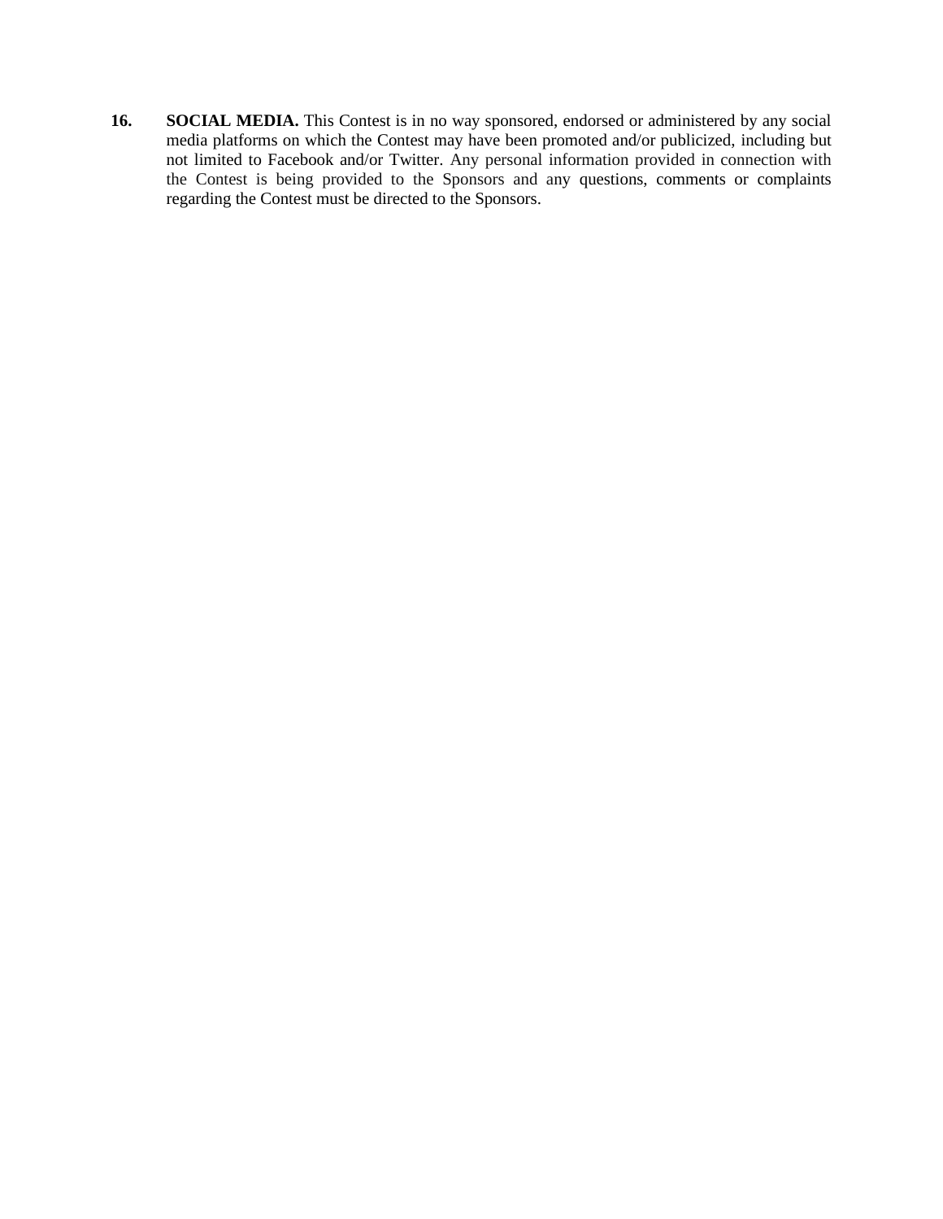**16.** **SOCIAL MEDIA.** This Contest is in no way sponsored, endorsed or administered by any social media platforms on which the Contest may have been promoted and/or publicized, including but not limited to Facebook and/or Twitter. Any personal information provided in connection with the Contest is being provided to the Sponsors and any questions, comments or complaints regarding the Contest must be directed to the Sponsors.